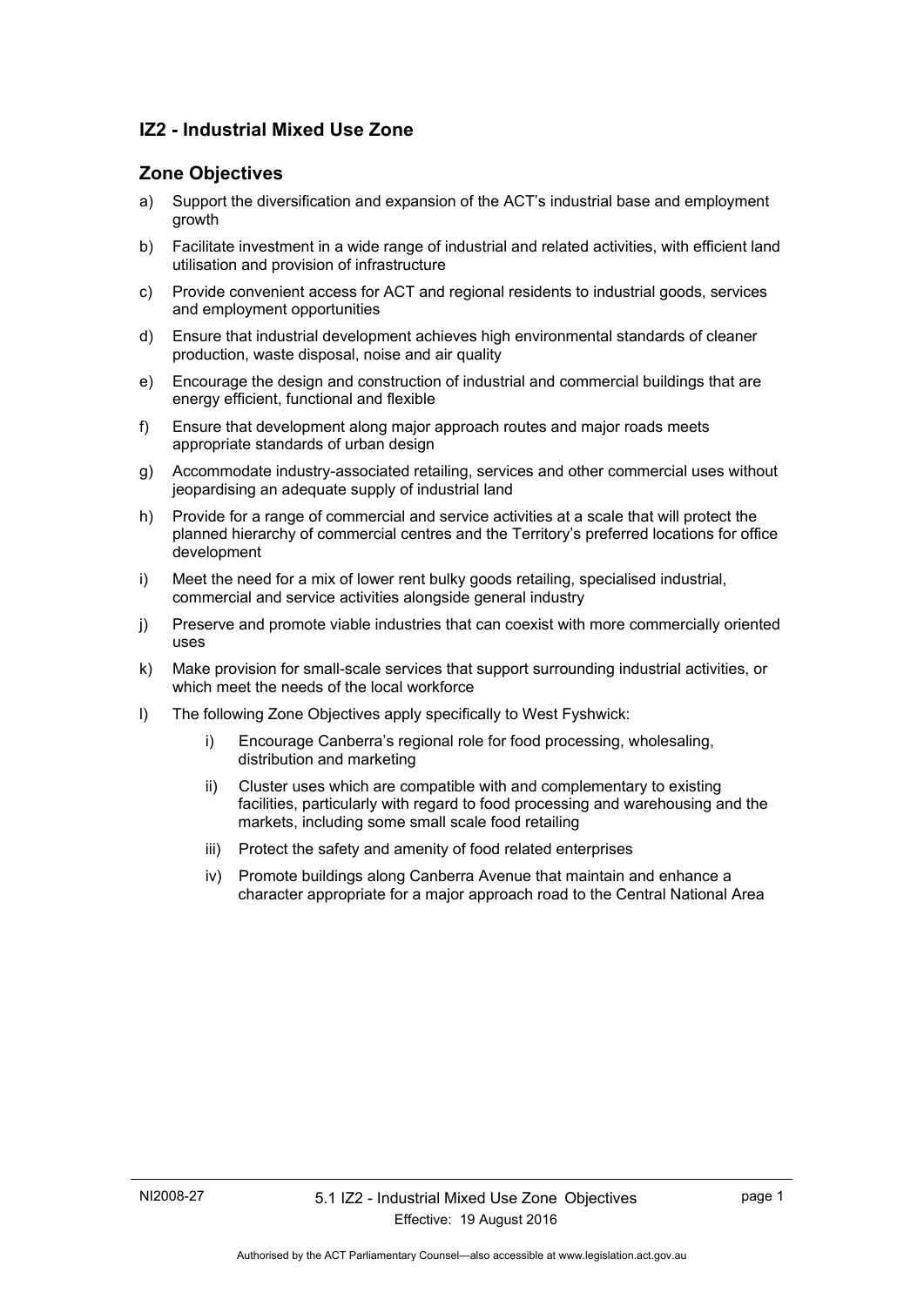## IZ2 - Industrial Mixed Use Zone

### Zone Objectives

a) Support the diversification and expansion of the ACT's industrial base and employment growth

b) Facilitate investment in a wide range of industrial and related activities, with efficient land utilisation and provision of infrastructure

c) Provide convenient access for ACT and regional residents to industrial goods, services and employment opportunities

d) Ensure that industrial development achieves high environmental standards of cleaner production, waste disposal, noise and air quality

e) Encourage the design and construction of industrial and commercial buildings that are energy efficient, functional and flexible

f) Ensure that development along major approach routes and major roads meets appropriate standards of urban design

g) Accommodate industry-associated retailing, services and other commercial uses without jeopardising an adequate supply of industrial land

h) Provide for a range of commercial and service activities at a scale that will protect the planned hierarchy of commercial centres and the Territory's preferred locations for office development

i) Meet the need for a mix of lower rent bulky goods retailing, specialised industrial, commercial and service activities alongside general industry

j) Preserve and promote viable industries that can coexist with more commercially oriented uses

k) Make provision for small-scale services that support surrounding industrial activities, or which meet the needs of the local workforce

l) The following Zone Objectives apply specifically to West Fyshwick:

   i) Encourage Canberra's regional role for food processing, wholesaling, distribution and marketing

   ii) Cluster uses which are compatible with and complementary to existing facilities, particularly with regard to food processing and warehousing and the markets, including some small scale food retailing

   iii) Protect the safety and amenity of food related enterprises

   iv) Promote buildings along Canberra Avenue that maintain and enhance a character appropriate for a major approach road to the Central National Area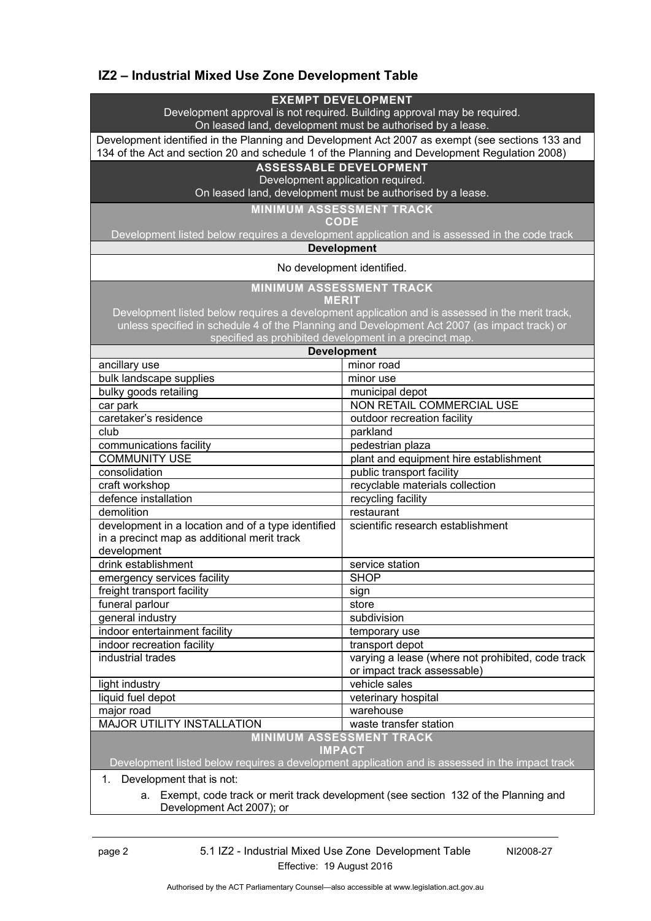## IZ2 – Industrial Mixed Use Zone Development Table

| EXEMPT DEVELOPMENT<br>Development approval is not required. Building approval may be required.<br>On leased land, development must be authorised by a lease. | |
|---|---|
| Development identified in the Planning and Development Act 2007 as exempt (see sections 133 and 134 of the Act and section 20 and schedule 1 of the Planning and Development Regulation 2008) | |
| **ASSESSABLE DEVELOPMENT**<br>Development application required.<br>On leased land, development must be authorised by a lease. | |
| **MINIMUM ASSESSMENT TRACK**<br>**CODE**<br>Development listed below requires a development application and is assessed in the code track | |
| **Development** | |
| No development identified. | |
| **MINIMUM ASSESSMENT TRACK**<br>**MERIT**<br>Development listed below requires a development application and is assessed in the merit track, unless specified in schedule 4 of the Planning and Development Act 2007 (as impact track) or specified as prohibited development in a precinct map. | |
| **Development** | |
| ancillary use | minor road |
| bulk landscape supplies | minor use |
| bulky goods retailing | municipal depot |
| car park | NON RETAIL COMMERCIAL USE |
| caretaker's residence | outdoor recreation facility |
| club | parkland |
| communications facility | pedestrian plaza |
| COMMUNITY USE | plant and equipment hire establishment |
| consolidation | public transport facility |
| craft workshop | recyclable materials collection |
| defence installation | recycling facility |
| demolition | restaurant |
| development in a location and of a type identified in a precinct map as additional merit track development | scientific research establishment |
| drink establishment | service station |
| emergency services facility | SHOP |
| freight transport facility | sign |
| funeral parlour | store |
| general industry | subdivision |
| indoor entertainment facility | temporary use |
| indoor recreation facility | transport depot |
| industrial trades | varying a lease (where not prohibited, code track or impact track assessable) |
| light industry | vehicle sales |
| liquid fuel depot | veterinary hospital |
| major road | warehouse |
| MAJOR UTILITY INSTALLATION | waste transfer station |
| **MINIMUM ASSESSMENT TRACK**<br>**IMPACT**<br>Development listed below requires a development application and is assessed in the impact track | |
| 1. Development that is not:<br>a. Exempt, code track or merit track development (see section 132 of the Planning and Development Act 2007); or | |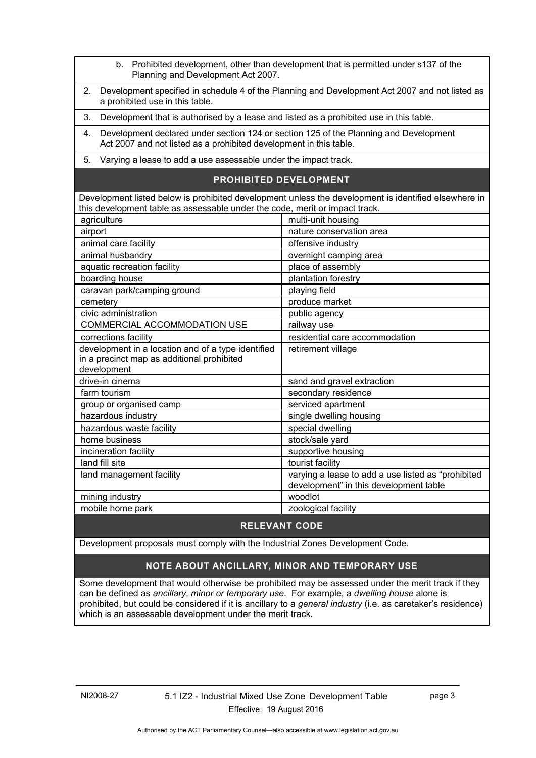b. Prohibited development, other than development that is permitted under s137 of the Planning and Development Act 2007.

2. Development specified in schedule 4 of the Planning and Development Act 2007 and not listed as a prohibited use in this table.

3. Development that is authorised by a lease and listed as a prohibited use in this table.

4. Development declared under section 124 or section 125 of the Planning and Development Act 2007 and not listed as a prohibited development in this table.

5. Varying a lease to add a use assessable under the impact track.

## PROHIBITED DEVELOPMENT

Development listed below is prohibited development unless the development is identified elsewhere in this development table as assessable under the code, merit or impact track.

| | |
|---|---|
| agriculture | multi-unit housing |
| airport | nature conservation area |
| animal care facility | offensive industry |
| animal husbandry | overnight camping area |
| aquatic recreation facility | place of assembly |
| boarding house | plantation forestry |
| caravan park/camping ground | playing field |
| cemetery | produce market |
| civic administration | public agency |
| COMMERCIAL ACCOMMODATION USE | railway use |
| corrections facility | residential care accommodation |
| development in a location and of a type identified in a precinct map as additional prohibited development | retirement village |
| drive-in cinema | sand and gravel extraction |
| farm tourism | secondary residence |
| group or organised camp | serviced apartment |
| hazardous industry | single dwelling housing |
| hazardous waste facility | special dwelling |
| home business | stock/sale yard |
| incineration facility | supportive housing |
| land fill site | tourist facility |
| land management facility | varying a lease to add a use listed as "prohibited development" in this development table |
| mining industry | woodlot |
| mobile home park | zoological facility |

## RELEVANT CODE

Development proposals must comply with the Industrial Zones Development Code.

## NOTE ABOUT ANCILLARY, MINOR AND TEMPORARY USE

Some development that would otherwise be prohibited may be assessed under the merit track if they can be defined as *ancillary*, *minor or temporary use*. For example, a *dwelling house* alone is prohibited, but could be considered if it is ancillary to a *general industry* (i.e. as caretaker's residence) which is an assessable development under the merit track.